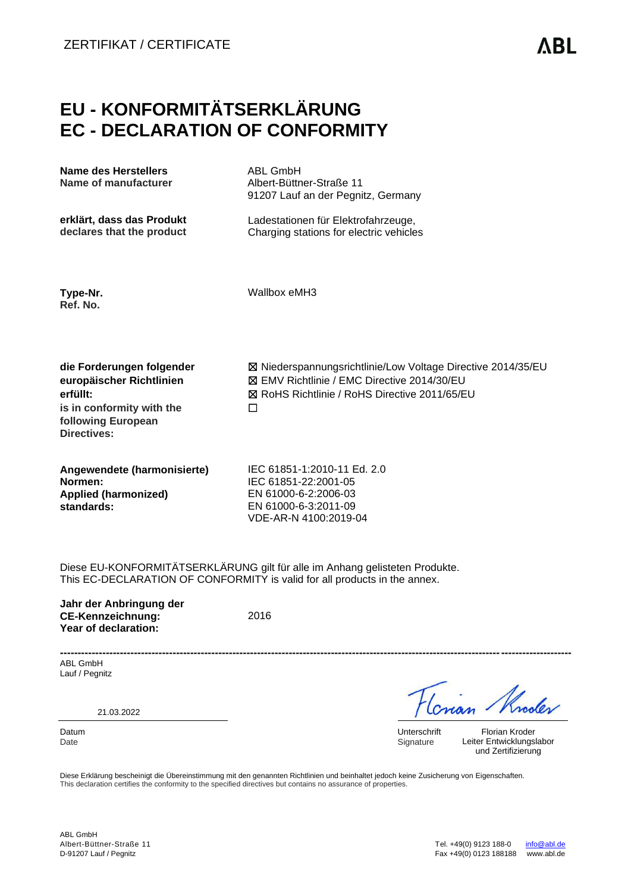ZERTIFIKAT / CERTIFICATE

ABL

# EU - KONFORMITÄTSERKLÄRUNG
# EC - DECLARATION OF CONFORMITY

| | |
|---|---|
| **Name des Herstellers**<br>**Name of manufacturer** | ABL GmbH<br>Albert-Büttner-Straße 11<br>91207 Lauf an der Pegnitz, Germany |
| **erklärt, dass das Produkt**<br>**declares that the product** | Ladestationen für Elektrofahrzeuge,<br>Charging stations for electric vehicles |
| **Type-Nr.**<br>**Ref. No.** | Wallbox eMH3 |
| **die Forderungen folgender europäischer Richtlinien erfüllt:**<br>**is in conformity with the following European Directives:** | ☒ Niederspannungsrichtlinie/Low Voltage Directive 2014/35/EU<br>☒ EMV Richtlinie / EMC Directive 2014/30/EU<br>☒ RoHS Richtlinie / RoHS Directive 2011/65/EU<br>☐ |
| **Angewendete (harmonisierte) Normen:**<br>**Applied (harmonized) standards:** | IEC 61851-1:2010-11 Ed. 2.0<br>IEC 61851-22:2001-05<br>EN 61000-6-2:2006-03<br>EN 61000-6-3:2011-09<br>VDE-AR-N 4100:2019-04 |

Diese EU-KONFORMITÄTSERKLÄRUNG gilt für alle im Anhang gelisteten Produkte.
This EC-DECLARATION OF CONFORMITY is valid for all products in the annex.

**Jahr der Anbringung der CE-Kennzeichnung:**
**Year of declaration:** 2016

---

ABL GmbH
Lauf / Pegnitz

21.03.2022

Datum
Date

Unterschrift
Signature

Florian Kroder
Leiter Entwicklungslabor
und Zertifizierung

Diese Erklärung bescheinigt die Übereinstimmung mit den genannten Richtlinien und beinhaltet jedoch keine Zusicherung von Eigenschaften.
This declaration certifies the conformity to the specified directives but contains no assurance of properties.

ABL GmbH
Albert-Büttner-Straße 11
D-91207 Lauf / Pegnitz

Tel. +49(0) 9123 188-0 info@abl.de
Fax +49(0) 0123 188188 www.abl.de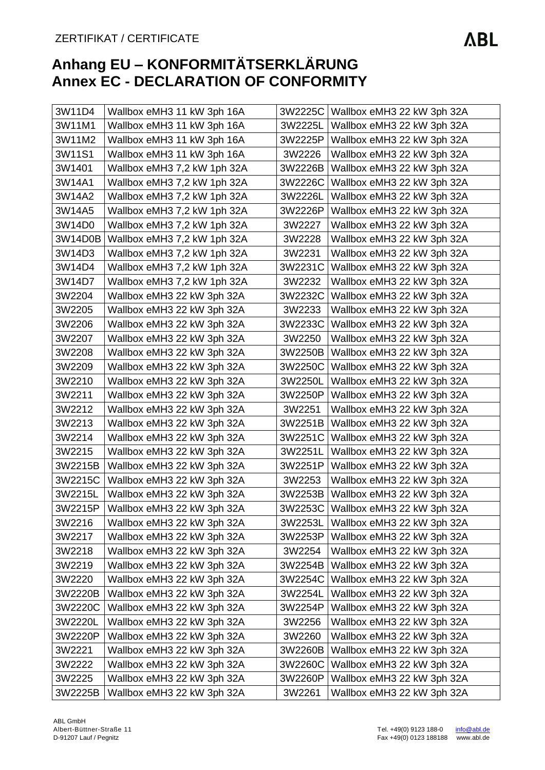ZERTIFIKAT / CERTIFICATE

# Anhang EU – KONFORMITÄTSERKLÄRUNG
# Annex EC - DECLARATION OF CONFORMITY

| | | | |
|---|---|---|---|
| 3W11D4 | Wallbox eMH3 11 kW 3ph 16A | 3W2225C | Wallbox eMH3 22 kW 3ph 32A |
| 3W11M1 | Wallbox eMH3 11 kW 3ph 16A | 3W2225L | Wallbox eMH3 22 kW 3ph 32A |
| 3W11M2 | Wallbox eMH3 11 kW 3ph 16A | 3W2225P | Wallbox eMH3 22 kW 3ph 32A |
| 3W11S1 | Wallbox eMH3 11 kW 3ph 16A | 3W2226 | Wallbox eMH3 22 kW 3ph 32A |
| 3W1401 | Wallbox eMH3 7,2 kW 1ph 32A | 3W2226B | Wallbox eMH3 22 kW 3ph 32A |
| 3W14A1 | Wallbox eMH3 7,2 kW 1ph 32A | 3W2226C | Wallbox eMH3 22 kW 3ph 32A |
| 3W14A2 | Wallbox eMH3 7,2 kW 1ph 32A | 3W2226L | Wallbox eMH3 22 kW 3ph 32A |
| 3W14A5 | Wallbox eMH3 7,2 kW 1ph 32A | 3W2226P | Wallbox eMH3 22 kW 3ph 32A |
| 3W14D0 | Wallbox eMH3 7,2 kW 1ph 32A | 3W2227 | Wallbox eMH3 22 kW 3ph 32A |
| 3W14D0B | Wallbox eMH3 7,2 kW 1ph 32A | 3W2228 | Wallbox eMH3 22 kW 3ph 32A |
| 3W14D3 | Wallbox eMH3 7,2 kW 1ph 32A | 3W2231 | Wallbox eMH3 22 kW 3ph 32A |
| 3W14D4 | Wallbox eMH3 7,2 kW 1ph 32A | 3W2231C | Wallbox eMH3 22 kW 3ph 32A |
| 3W14D7 | Wallbox eMH3 7,2 kW 1ph 32A | 3W2232 | Wallbox eMH3 22 kW 3ph 32A |
| 3W2204 | Wallbox eMH3 22 kW 3ph 32A | 3W2232C | Wallbox eMH3 22 kW 3ph 32A |
| 3W2205 | Wallbox eMH3 22 kW 3ph 32A | 3W2233 | Wallbox eMH3 22 kW 3ph 32A |
| 3W2206 | Wallbox eMH3 22 kW 3ph 32A | 3W2233C | Wallbox eMH3 22 kW 3ph 32A |
| 3W2207 | Wallbox eMH3 22 kW 3ph 32A | 3W2250 | Wallbox eMH3 22 kW 3ph 32A |
| 3W2208 | Wallbox eMH3 22 kW 3ph 32A | 3W2250B | Wallbox eMH3 22 kW 3ph 32A |
| 3W2209 | Wallbox eMH3 22 kW 3ph 32A | 3W2250C | Wallbox eMH3 22 kW 3ph 32A |
| 3W2210 | Wallbox eMH3 22 kW 3ph 32A | 3W2250L | Wallbox eMH3 22 kW 3ph 32A |
| 3W2211 | Wallbox eMH3 22 kW 3ph 32A | 3W2250P | Wallbox eMH3 22 kW 3ph 32A |
| 3W2212 | Wallbox eMH3 22 kW 3ph 32A | 3W2251 | Wallbox eMH3 22 kW 3ph 32A |
| 3W2213 | Wallbox eMH3 22 kW 3ph 32A | 3W2251B | Wallbox eMH3 22 kW 3ph 32A |
| 3W2214 | Wallbox eMH3 22 kW 3ph 32A | 3W2251C | Wallbox eMH3 22 kW 3ph 32A |
| 3W2215 | Wallbox eMH3 22 kW 3ph 32A | 3W2251L | Wallbox eMH3 22 kW 3ph 32A |
| 3W2215B | Wallbox eMH3 22 kW 3ph 32A | 3W2251P | Wallbox eMH3 22 kW 3ph 32A |
| 3W2215C | Wallbox eMH3 22 kW 3ph 32A | 3W2253 | Wallbox eMH3 22 kW 3ph 32A |
| 3W2215L | Wallbox eMH3 22 kW 3ph 32A | 3W2253B | Wallbox eMH3 22 kW 3ph 32A |
| 3W2215P | Wallbox eMH3 22 kW 3ph 32A | 3W2253C | Wallbox eMH3 22 kW 3ph 32A |
| 3W2216 | Wallbox eMH3 22 kW 3ph 32A | 3W2253L | Wallbox eMH3 22 kW 3ph 32A |
| 3W2217 | Wallbox eMH3 22 kW 3ph 32A | 3W2253P | Wallbox eMH3 22 kW 3ph 32A |
| 3W2218 | Wallbox eMH3 22 kW 3ph 32A | 3W2254 | Wallbox eMH3 22 kW 3ph 32A |
| 3W2219 | Wallbox eMH3 22 kW 3ph 32A | 3W2254B | Wallbox eMH3 22 kW 3ph 32A |
| 3W2220 | Wallbox eMH3 22 kW 3ph 32A | 3W2254C | Wallbox eMH3 22 kW 3ph 32A |
| 3W2220B | Wallbox eMH3 22 kW 3ph 32A | 3W2254L | Wallbox eMH3 22 kW 3ph 32A |
| 3W2220C | Wallbox eMH3 22 kW 3ph 32A | 3W2254P | Wallbox eMH3 22 kW 3ph 32A |
| 3W2220L | Wallbox eMH3 22 kW 3ph 32A | 3W2256 | Wallbox eMH3 22 kW 3ph 32A |
| 3W2220P | Wallbox eMH3 22 kW 3ph 32A | 3W2260 | Wallbox eMH3 22 kW 3ph 32A |
| 3W2221 | Wallbox eMH3 22 kW 3ph 32A | 3W2260B | Wallbox eMH3 22 kW 3ph 32A |
| 3W2222 | Wallbox eMH3 22 kW 3ph 32A | 3W2260C | Wallbox eMH3 22 kW 3ph 32A |
| 3W2225 | Wallbox eMH3 22 kW 3ph 32A | 3W2260P | Wallbox eMH3 22 kW 3ph 32A |
| 3W2225B | Wallbox eMH3 22 kW 3ph 32A | 3W2261 | Wallbox eMH3 22 kW 3ph 32A |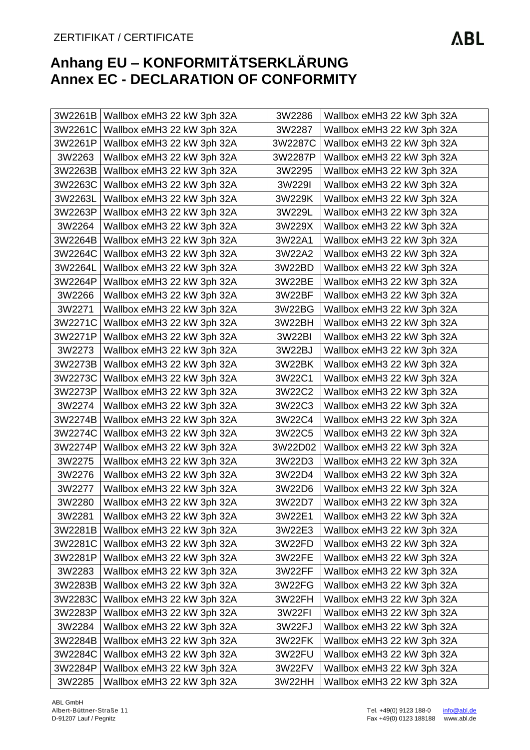ZERTIFIKAT / CERTIFICATE

# Anhang EU – KONFORMITÄTSERKLÄRUNG
# Annex EC - DECLARATION OF CONFORMITY

| | | | |
|---|---|---|---|
| 3W2261B | Wallbox eMH3 22 kW 3ph 32A | 3W2286 | Wallbox eMH3 22 kW 3ph 32A |
| 3W2261C | Wallbox eMH3 22 kW 3ph 32A | 3W2287 | Wallbox eMH3 22 kW 3ph 32A |
| 3W2261P | Wallbox eMH3 22 kW 3ph 32A | 3W2287C | Wallbox eMH3 22 kW 3ph 32A |
| 3W2263 | Wallbox eMH3 22 kW 3ph 32A | 3W2287P | Wallbox eMH3 22 kW 3ph 32A |
| 3W2263B | Wallbox eMH3 22 kW 3ph 32A | 3W2295 | Wallbox eMH3 22 kW 3ph 32A |
| 3W2263C | Wallbox eMH3 22 kW 3ph 32A | 3W229I | Wallbox eMH3 22 kW 3ph 32A |
| 3W2263L | Wallbox eMH3 22 kW 3ph 32A | 3W229K | Wallbox eMH3 22 kW 3ph 32A |
| 3W2263P | Wallbox eMH3 22 kW 3ph 32A | 3W229L | Wallbox eMH3 22 kW 3ph 32A |
| 3W2264 | Wallbox eMH3 22 kW 3ph 32A | 3W229X | Wallbox eMH3 22 kW 3ph 32A |
| 3W2264B | Wallbox eMH3 22 kW 3ph 32A | 3W22A1 | Wallbox eMH3 22 kW 3ph 32A |
| 3W2264C | Wallbox eMH3 22 kW 3ph 32A | 3W22A2 | Wallbox eMH3 22 kW 3ph 32A |
| 3W2264L | Wallbox eMH3 22 kW 3ph 32A | 3W22BD | Wallbox eMH3 22 kW 3ph 32A |
| 3W2264P | Wallbox eMH3 22 kW 3ph 32A | 3W22BE | Wallbox eMH3 22 kW 3ph 32A |
| 3W2266 | Wallbox eMH3 22 kW 3ph 32A | 3W22BF | Wallbox eMH3 22 kW 3ph 32A |
| 3W2271 | Wallbox eMH3 22 kW 3ph 32A | 3W22BG | Wallbox eMH3 22 kW 3ph 32A |
| 3W2271C | Wallbox eMH3 22 kW 3ph 32A | 3W22BH | Wallbox eMH3 22 kW 3ph 32A |
| 3W2271P | Wallbox eMH3 22 kW 3ph 32A | 3W22BI | Wallbox eMH3 22 kW 3ph 32A |
| 3W2273 | Wallbox eMH3 22 kW 3ph 32A | 3W22BJ | Wallbox eMH3 22 kW 3ph 32A |
| 3W2273B | Wallbox eMH3 22 kW 3ph 32A | 3W22BK | Wallbox eMH3 22 kW 3ph 32A |
| 3W2273C | Wallbox eMH3 22 kW 3ph 32A | 3W22C1 | Wallbox eMH3 22 kW 3ph 32A |
| 3W2273P | Wallbox eMH3 22 kW 3ph 32A | 3W22C2 | Wallbox eMH3 22 kW 3ph 32A |
| 3W2274 | Wallbox eMH3 22 kW 3ph 32A | 3W22C3 | Wallbox eMH3 22 kW 3ph 32A |
| 3W2274B | Wallbox eMH3 22 kW 3ph 32A | 3W22C4 | Wallbox eMH3 22 kW 3ph 32A |
| 3W2274C | Wallbox eMH3 22 kW 3ph 32A | 3W22C5 | Wallbox eMH3 22 kW 3ph 32A |
| 3W2274P | Wallbox eMH3 22 kW 3ph 32A | 3W22D02 | Wallbox eMH3 22 kW 3ph 32A |
| 3W2275 | Wallbox eMH3 22 kW 3ph 32A | 3W22D3 | Wallbox eMH3 22 kW 3ph 32A |
| 3W2276 | Wallbox eMH3 22 kW 3ph 32A | 3W22D4 | Wallbox eMH3 22 kW 3ph 32A |
| 3W2277 | Wallbox eMH3 22 kW 3ph 32A | 3W22D6 | Wallbox eMH3 22 kW 3ph 32A |
| 3W2280 | Wallbox eMH3 22 kW 3ph 32A | 3W22D7 | Wallbox eMH3 22 kW 3ph 32A |
| 3W2281 | Wallbox eMH3 22 kW 3ph 32A | 3W22E1 | Wallbox eMH3 22 kW 3ph 32A |
| 3W2281B | Wallbox eMH3 22 kW 3ph 32A | 3W22E3 | Wallbox eMH3 22 kW 3ph 32A |
| 3W2281C | Wallbox eMH3 22 kW 3ph 32A | 3W22FD | Wallbox eMH3 22 kW 3ph 32A |
| 3W2281P | Wallbox eMH3 22 kW 3ph 32A | 3W22FE | Wallbox eMH3 22 kW 3ph 32A |
| 3W2283 | Wallbox eMH3 22 kW 3ph 32A | 3W22FF | Wallbox eMH3 22 kW 3ph 32A |
| 3W2283B | Wallbox eMH3 22 kW 3ph 32A | 3W22FG | Wallbox eMH3 22 kW 3ph 32A |
| 3W2283C | Wallbox eMH3 22 kW 3ph 32A | 3W22FH | Wallbox eMH3 22 kW 3ph 32A |
| 3W2283P | Wallbox eMH3 22 kW 3ph 32A | 3W22FI | Wallbox eMH3 22 kW 3ph 32A |
| 3W2284 | Wallbox eMH3 22 kW 3ph 32A | 3W22FJ | Wallbox eMH3 22 kW 3ph 32A |
| 3W2284B | Wallbox eMH3 22 kW 3ph 32A | 3W22FK | Wallbox eMH3 22 kW 3ph 32A |
| 3W2284C | Wallbox eMH3 22 kW 3ph 32A | 3W22FU | Wallbox eMH3 22 kW 3ph 32A |
| 3W2284P | Wallbox eMH3 22 kW 3ph 32A | 3W22FV | Wallbox eMH3 22 kW 3ph 32A |
| 3W2285 | Wallbox eMH3 22 kW 3ph 32A | 3W22HH | Wallbox eMH3 22 kW 3ph 32A |

ABL GmbH
Albert-Büttner-Straße 11
D-91207 Lauf / Pegnitz

Tel. +49(0) 9123 188-0 info@abl.de
Fax +49(0) 0123 188188 www.abl.de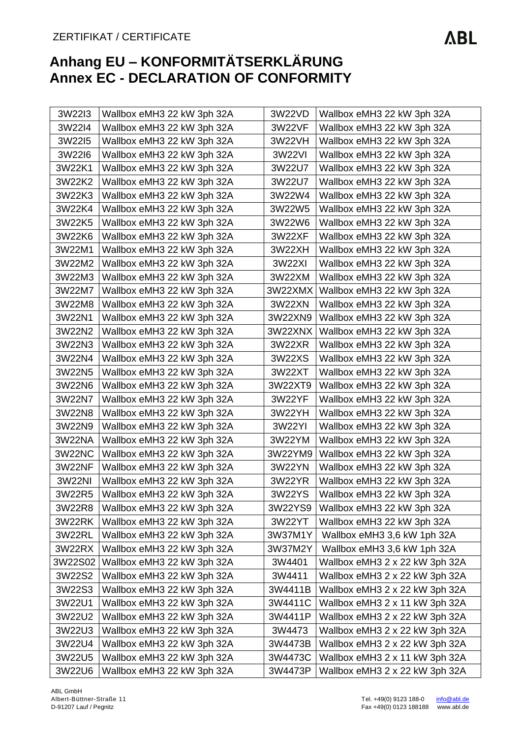ZERTIFIKAT / CERTIFICATE

# Anhang EU – KONFORMITÄTSERKLÄRUNG
# Annex EC - DECLARATION OF CONFORMITY

| | | | |
|---|---|---|---|
| 3W22I3 | Wallbox eMH3 22 kW 3ph 32A | 3W22VD | Wallbox eMH3 22 kW 3ph 32A |
| 3W22I4 | Wallbox eMH3 22 kW 3ph 32A | 3W22VF | Wallbox eMH3 22 kW 3ph 32A |
| 3W22I5 | Wallbox eMH3 22 kW 3ph 32A | 3W22VH | Wallbox eMH3 22 kW 3ph 32A |
| 3W22I6 | Wallbox eMH3 22 kW 3ph 32A | 3W22VI | Wallbox eMH3 22 kW 3ph 32A |
| 3W22K1 | Wallbox eMH3 22 kW 3ph 32A | 3W22U7 | Wallbox eMH3 22 kW 3ph 32A |
| 3W22K2 | Wallbox eMH3 22 kW 3ph 32A | 3W22U7 | Wallbox eMH3 22 kW 3ph 32A |
| 3W22K3 | Wallbox eMH3 22 kW 3ph 32A | 3W22W4 | Wallbox eMH3 22 kW 3ph 32A |
| 3W22K4 | Wallbox eMH3 22 kW 3ph 32A | 3W22W5 | Wallbox eMH3 22 kW 3ph 32A |
| 3W22K5 | Wallbox eMH3 22 kW 3ph 32A | 3W22W6 | Wallbox eMH3 22 kW 3ph 32A |
| 3W22K6 | Wallbox eMH3 22 kW 3ph 32A | 3W22XF | Wallbox eMH3 22 kW 3ph 32A |
| 3W22M1 | Wallbox eMH3 22 kW 3ph 32A | 3W22XH | Wallbox eMH3 22 kW 3ph 32A |
| 3W22M2 | Wallbox eMH3 22 kW 3ph 32A | 3W22XI | Wallbox eMH3 22 kW 3ph 32A |
| 3W22M3 | Wallbox eMH3 22 kW 3ph 32A | 3W22XM | Wallbox eMH3 22 kW 3ph 32A |
| 3W22M7 | Wallbox eMH3 22 kW 3ph 32A | 3W22XMX | Wallbox eMH3 22 kW 3ph 32A |
| 3W22M8 | Wallbox eMH3 22 kW 3ph 32A | 3W22XN | Wallbox eMH3 22 kW 3ph 32A |
| 3W22N1 | Wallbox eMH3 22 kW 3ph 32A | 3W22XN9 | Wallbox eMH3 22 kW 3ph 32A |
| 3W22N2 | Wallbox eMH3 22 kW 3ph 32A | 3W22XNX | Wallbox eMH3 22 kW 3ph 32A |
| 3W22N3 | Wallbox eMH3 22 kW 3ph 32A | 3W22XR | Wallbox eMH3 22 kW 3ph 32A |
| 3W22N4 | Wallbox eMH3 22 kW 3ph 32A | 3W22XS | Wallbox eMH3 22 kW 3ph 32A |
| 3W22N5 | Wallbox eMH3 22 kW 3ph 32A | 3W22XT | Wallbox eMH3 22 kW 3ph 32A |
| 3W22N6 | Wallbox eMH3 22 kW 3ph 32A | 3W22XT9 | Wallbox eMH3 22 kW 3ph 32A |
| 3W22N7 | Wallbox eMH3 22 kW 3ph 32A | 3W22YF | Wallbox eMH3 22 kW 3ph 32A |
| 3W22N8 | Wallbox eMH3 22 kW 3ph 32A | 3W22YH | Wallbox eMH3 22 kW 3ph 32A |
| 3W22N9 | Wallbox eMH3 22 kW 3ph 32A | 3W22YI | Wallbox eMH3 22 kW 3ph 32A |
| 3W22NA | Wallbox eMH3 22 kW 3ph 32A | 3W22YM | Wallbox eMH3 22 kW 3ph 32A |
| 3W22NC | Wallbox eMH3 22 kW 3ph 32A | 3W22YM9 | Wallbox eMH3 22 kW 3ph 32A |
| 3W22NF | Wallbox eMH3 22 kW 3ph 32A | 3W22YN | Wallbox eMH3 22 kW 3ph 32A |
| 3W22NI | Wallbox eMH3 22 kW 3ph 32A | 3W22YR | Wallbox eMH3 22 kW 3ph 32A |
| 3W22R5 | Wallbox eMH3 22 kW 3ph 32A | 3W22YS | Wallbox eMH3 22 kW 3ph 32A |
| 3W22R8 | Wallbox eMH3 22 kW 3ph 32A | 3W22YS9 | Wallbox eMH3 22 kW 3ph 32A |
| 3W22RK | Wallbox eMH3 22 kW 3ph 32A | 3W22YT | Wallbox eMH3 22 kW 3ph 32A |
| 3W22RL | Wallbox eMH3 22 kW 3ph 32A | 3W37M1Y | Wallbox eMH3 3,6 kW 1ph 32A |
| 3W22RX | Wallbox eMH3 22 kW 3ph 32A | 3W37M2Y | Wallbox eMH3 3,6 kW 1ph 32A |
| 3W22S02 | Wallbox eMH3 22 kW 3ph 32A | 3W4401 | Wallbox eMH3 2 x 22 kW 3ph 32A |
| 3W22S2 | Wallbox eMH3 22 kW 3ph 32A | 3W4411 | Wallbox eMH3 2 x 22 kW 3ph 32A |
| 3W22S3 | Wallbox eMH3 22 kW 3ph 32A | 3W4411B | Wallbox eMH3 2 x 22 kW 3ph 32A |
| 3W22U1 | Wallbox eMH3 22 kW 3ph 32A | 3W4411C | Wallbox eMH3 2 x 11 kW 3ph 32A |
| 3W22U2 | Wallbox eMH3 22 kW 3ph 32A | 3W4411P | Wallbox eMH3 2 x 22 kW 3ph 32A |
| 3W22U3 | Wallbox eMH3 22 kW 3ph 32A | 3W4473 | Wallbox eMH3 2 x 22 kW 3ph 32A |
| 3W22U4 | Wallbox eMH3 22 kW 3ph 32A | 3W4473B | Wallbox eMH3 2 x 22 kW 3ph 32A |
| 3W22U5 | Wallbox eMH3 22 kW 3ph 32A | 3W4473C | Wallbox eMH3 2 x 11 kW 3ph 32A |
| 3W22U6 | Wallbox eMH3 22 kW 3ph 32A | 3W4473P | Wallbox eMH3 2 x 22 kW 3ph 32A |

ABL GmbH
Albert-Büttner-Straße 11
D-91207 Lauf / Pegnitz

Tel. +49(0) 9123 188-0 info@abl.de
Fax +49(0) 0123 188188 www.abl.de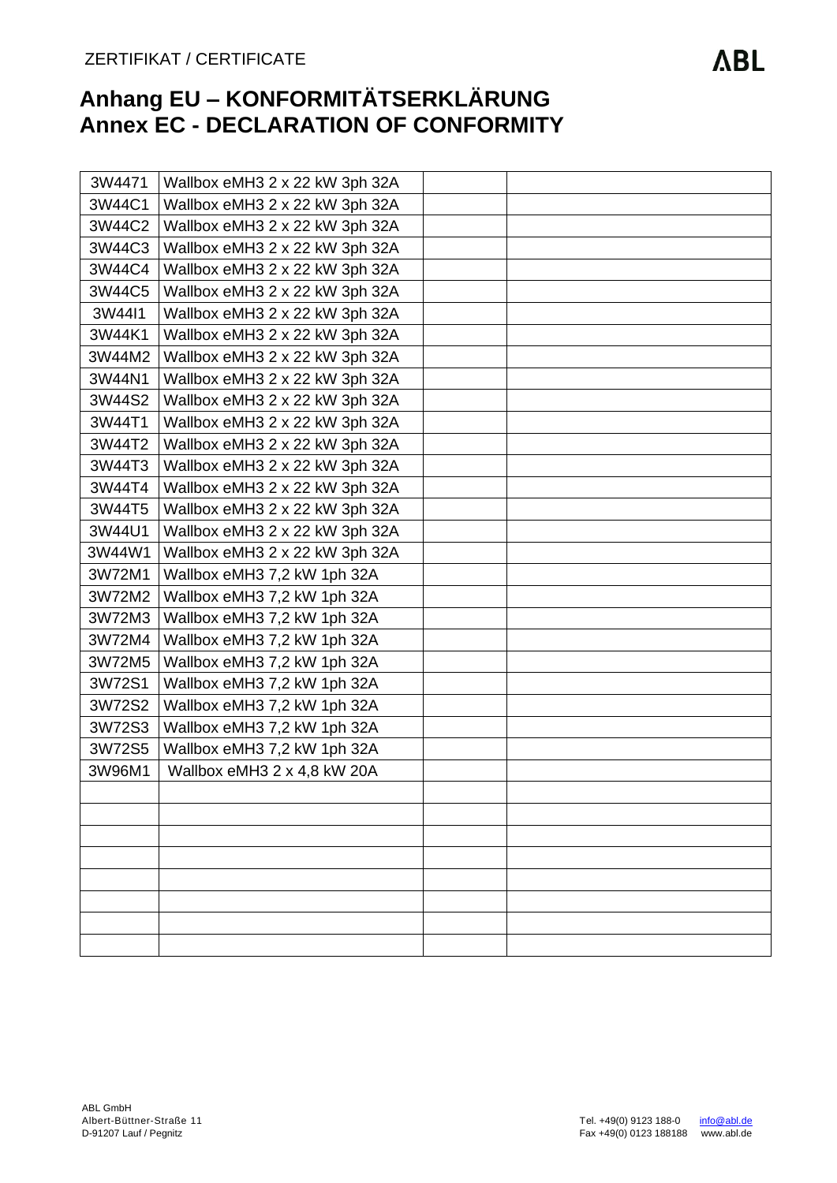ZERTIFIKAT / CERTIFICATE

# Anhang EU – KONFORMITÄTSERKLÄRUNG
# Annex EC - DECLARATION OF CONFORMITY

| | | | |
|---|---|---|---|
| 3W4471 | Wallbox eMH3 2 x 22 kW 3ph 32A | | |
| 3W44C1 | Wallbox eMH3 2 x 22 kW 3ph 32A | | |
| 3W44C2 | Wallbox eMH3 2 x 22 kW 3ph 32A | | |
| 3W44C3 | Wallbox eMH3 2 x 22 kW 3ph 32A | | |
| 3W44C4 | Wallbox eMH3 2 x 22 kW 3ph 32A | | |
| 3W44C5 | Wallbox eMH3 2 x 22 kW 3ph 32A | | |
| 3W44I1 | Wallbox eMH3 2 x 22 kW 3ph 32A | | |
| 3W44K1 | Wallbox eMH3 2 x 22 kW 3ph 32A | | |
| 3W44M2 | Wallbox eMH3 2 x 22 kW 3ph 32A | | |
| 3W44N1 | Wallbox eMH3 2 x 22 kW 3ph 32A | | |
| 3W44S2 | Wallbox eMH3 2 x 22 kW 3ph 32A | | |
| 3W44T1 | Wallbox eMH3 2 x 22 kW 3ph 32A | | |
| 3W44T2 | Wallbox eMH3 2 x 22 kW 3ph 32A | | |
| 3W44T3 | Wallbox eMH3 2 x 22 kW 3ph 32A | | |
| 3W44T4 | Wallbox eMH3 2 x 22 kW 3ph 32A | | |
| 3W44T5 | Wallbox eMH3 2 x 22 kW 3ph 32A | | |
| 3W44U1 | Wallbox eMH3 2 x 22 kW 3ph 32A | | |
| 3W44W1 | Wallbox eMH3 2 x 22 kW 3ph 32A | | |
| 3W72M1 | Wallbox eMH3 7,2 kW 1ph 32A | | |
| 3W72M2 | Wallbox eMH3 7,2 kW 1ph 32A | | |
| 3W72M3 | Wallbox eMH3 7,2 kW 1ph 32A | | |
| 3W72M4 | Wallbox eMH3 7,2 kW 1ph 32A | | |
| 3W72M5 | Wallbox eMH3 7,2 kW 1ph 32A | | |
| 3W72S1 | Wallbox eMH3 7,2 kW 1ph 32A | | |
| 3W72S2 | Wallbox eMH3 7,2 kW 1ph 32A | | |
| 3W72S3 | Wallbox eMH3 7,2 kW 1ph 32A | | |
| 3W72S5 | Wallbox eMH3 7,2 kW 1ph 32A | | |
| 3W96M1 | Wallbox eMH3 2 x 4,8 kW 20A | | |
| | | | |
| | | | |
| | | | |
| | | | |
| | | | |
| | | | |
| | | | |
| | | | |

ABL GmbH
Albert-Büttner-Straße 11
D-91207 Lauf / Pegnitz

Tel. +49(0) 9123 188-0 info@abl.de
Fax +49(0) 0123 188188 www.abl.de